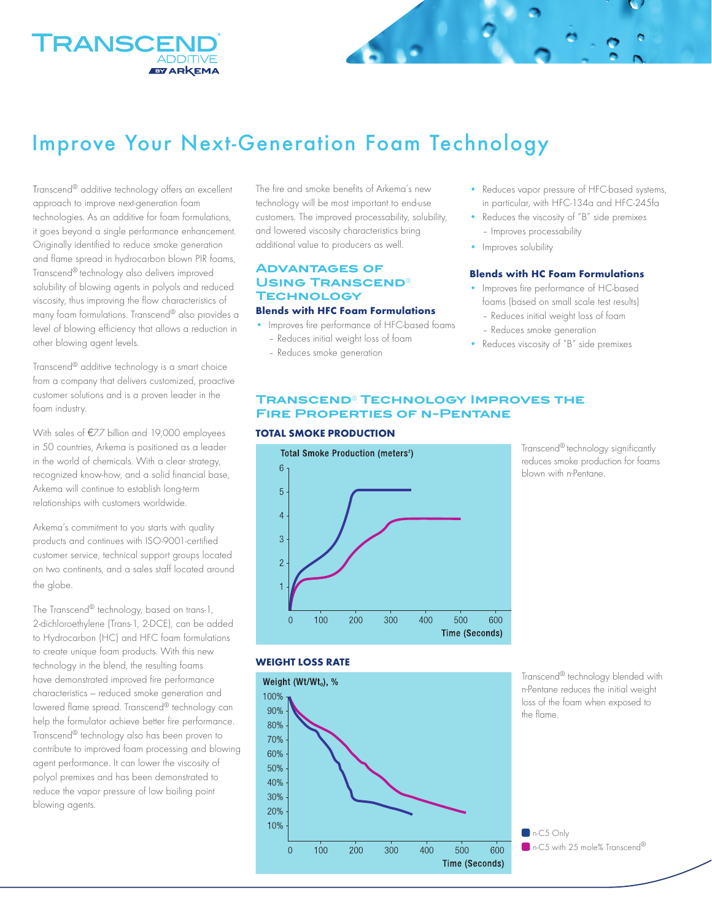# Improve Your Next-Generation Foam Technology

Transcend® additive technology offers an excellent approach to improve next-generation foam technologies. As an additive for foam formulations, it goes beyond a single performance enhancement. Originally identified to reduce smoke generation and flame spread in hydrocarbon blown PIR foams, Transcend® technology also delivers improved solubility of blowing agents in polyols and reduced viscosity, thus improving the flow characteristics of many foam formulations. Transcend® also provides a level of blowing efficiency that allows a reduction in other blowing agent levels.

Transcend® additive technology is a smart choice from a company that delivers customized, proactive customer solutions and is a proven leader in the foam industry.

With sales of €7.7 billion and 19,000 employees in 50 countries, Arkema is positioned as a leader in the world of chemicals. With a clear strategy, recognized know-how, and a solid financial base, Arkema will continue to establish long-term relationships with customers worldwide.

Arkema's commitment to you starts with quality products and continues with ISO-9001-certified customer service, technical support groups located on two continents, and a sales staff located around the globe.

The Transcend® technology, based on trans-1, 2-dichloroethylene (Trans-1, 2-DCE), can be added to Hydrocarbon (HC) and HFC foam formulations to create unique foam products. With this new technology in the blend, the resulting foams have demonstrated improved fire performance characteristics – reduced smoke generation and lowered flame spread. Transcend® technology can help the formulator achieve better fire performance. Transcend® technology also has been proven to contribute to improved foam processing and blowing agent performance. It can lower the viscosity of polyol premixes and has been demonstrated to reduce the vapor pressure of low boiling point blowing agents.

The fire and smoke benefits of Arkema's new technology will be most important to end-use customers. The improved processability, solubility, and lowered viscosity characteristics bring additional value to producers as well.

## Advantages of Using Transcend® Technology

### Blends with HFC Foam Formulations

- Improves fire performance of HFC-based foams
  - Reduces initial weight loss of foam
  - Reduces smoke generation
- Reduces vapor pressure of HFC-based systems, in particular, with HFC-134a and HFC-245fa
- Reduces the viscosity of "B" side premixes
  - Improves processability
- Improves solubility

### Blends with HC Foam Formulations

- Improves fire performance of HC-based foams (based on small scale test results)
  - Reduces initial weight loss of foam
  - Reduces smoke generation
- Reduces viscosity of "B" side premixes

## Transcend® Technology Improves the Fire Properties of n-Pentane

### TOTAL SMOKE PRODUCTION

Total Smoke Production (meters²) vs. Time (Seconds)

Transcend® technology significantly reduces smoke production for foams blown with n-Pentane.

### WEIGHT LOSS RATE

Weight (Wt/Wt₀), % vs. Time (Seconds)

Transcend® technology blended with n-Pentane reduces the initial weight loss of the foam when exposed to the flame.

- n-C5 Only
- n-C5 with 25 mole% Transcend®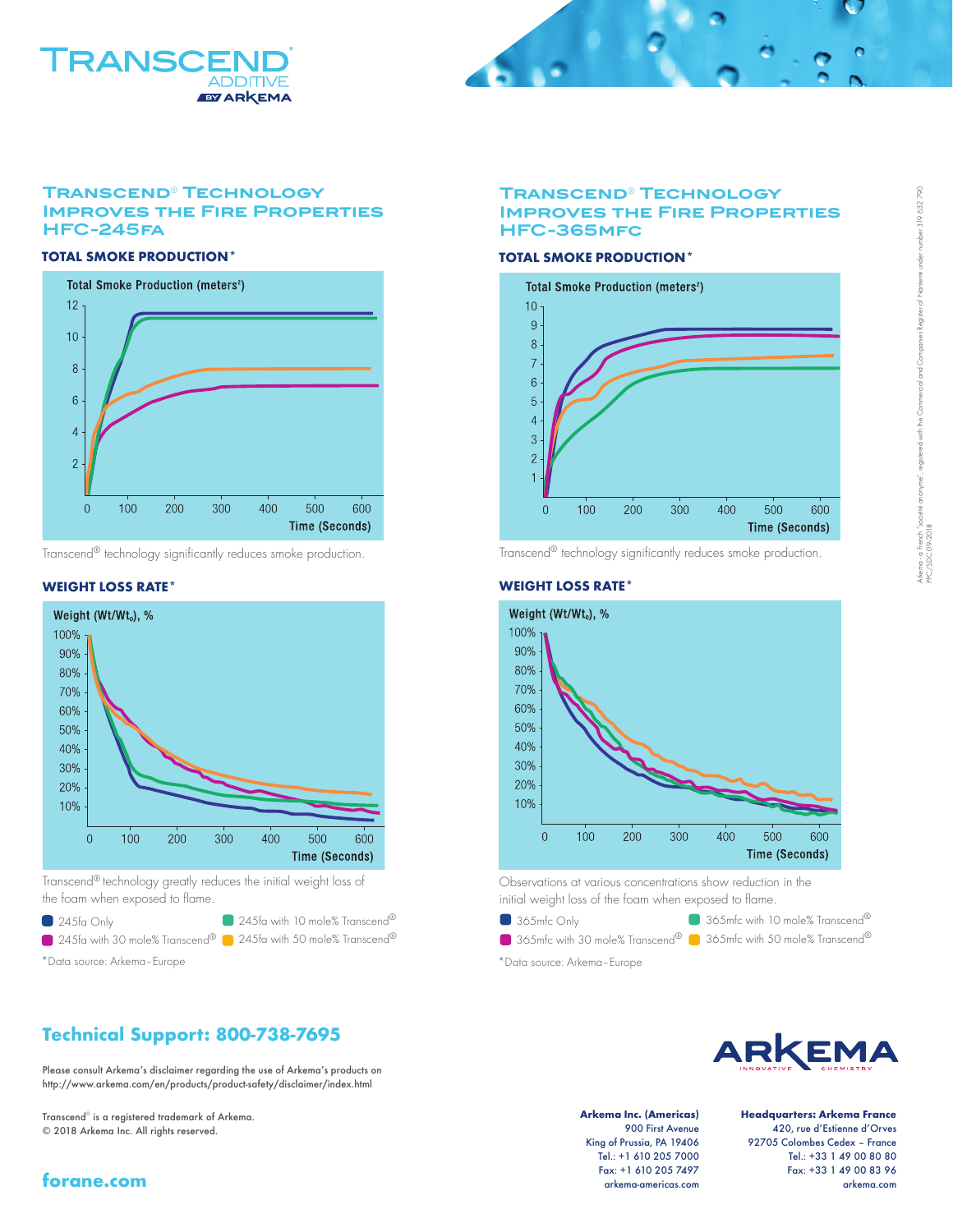TRANSCEND® ADDITIVE BY ARKEMA

## Transcend® Technology Improves the Fire Properties HFC-245fa

### TOTAL SMOKE PRODUCTION*

Total Smoke Production (meters²)

12
10
8
6
4
2

0 100 200 300 400 500 600

Time (Seconds)

Transcend® technology significantly reduces smoke production.

### WEIGHT LOSS RATE*

Weight (Wt/Wt₀), %

100%
90%
80%
70%
60%
50%
40%
30%
20%
10%

0 100 200 300 400 500 600

Time (Seconds)

Transcend® technology greatly reduces the initial weight loss of the foam when exposed to flame.

- 245fa Only
- 245fa with 10 mole% Transcend®
- 245fa with 30 mole% Transcend®
- 245fa with 50 mole% Transcend®

*Data source: Arkema-Europe

## Transcend® Technology Improves the Fire Properties HFC-365mfc

### TOTAL SMOKE PRODUCTION*

Total Smoke Production (meters²)

10
9
8
7
6
5
4
3
2
1

0 100 200 300 400 500 600

Time (Seconds)

Transcend® technology significantly reduces smoke production.

### WEIGHT LOSS RATE*

Weight (Wt/Wt₀), %

100%
90%
80%
70%
60%
50%
40%
30%
20%
10%

0 100 200 300 400 500 600

Time (Seconds)

Observations at various concentrations show reduction in the initial weight loss of the foam when exposed to flame.

- 365mfc Only
- 365mfc with 10 mole% Transcend®
- 365mfc with 30 mole% Transcend®
- 365mfc with 50 mole% Transcend®

*Data source: Arkema-Europe

Arkema - a French "société anonyme" registered with the Commercial and Companies Register of Nanterre under number 319 632 790
PRC/SDC09-2018

## Technical Support: 800-738-7695

Please consult Arkema's disclaimer regarding the use of Arkema's products on http://www.arkema.com/en/products/product-safety/disclaimer/index.html

Transcend® is a registered trademark of Arkema.
© 2018 Arkema Inc. All rights reserved.

**forane.com**

ARKEMA INNOVATIVE CHEMISTRY

**Arkema Inc. (Americas)**
900 First Avenue
King of Prussia, PA 19406
Tel.: +1 610 205 7000
Fax: +1 610 205 7497
arkema-americas.com

**Headquarters: Arkema France**
420, rue d'Estienne d'Orves
92705 Colombes Cedex – France
Tel.: +33 1 49 00 80 80
Fax: +33 1 49 00 83 96
arkema.com